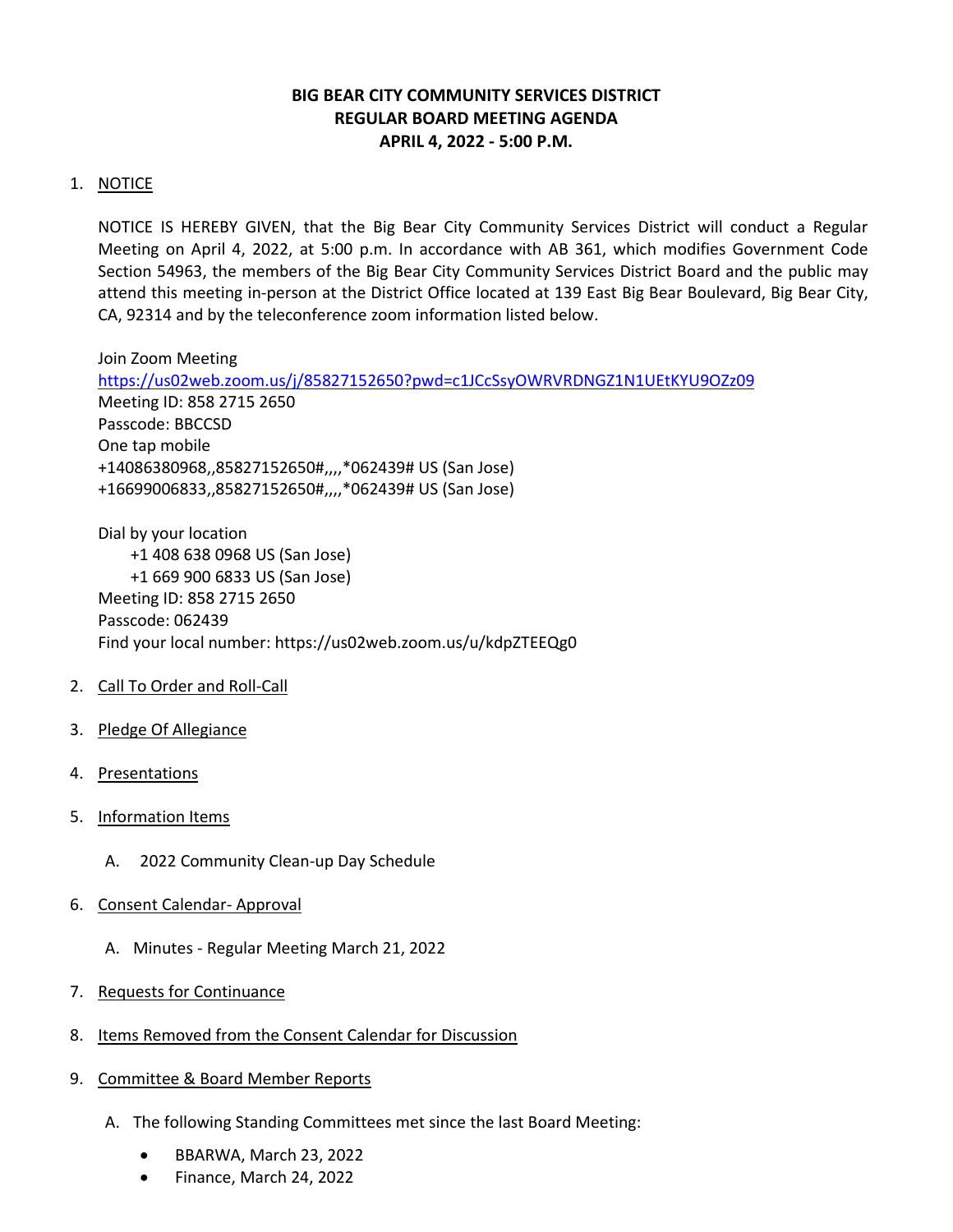# BIG BEAR CITY COMMUNITY SERVICES DISTRICT
## REGULAR BOARD MEETING AGENDA
## APRIL 4, 2022 - 5:00 P.M.

1. NOTICE

   NOTICE IS HEREBY GIVEN, that the Big Bear City Community Services District will conduct a Regular Meeting on April 4, 2022, at 5:00 p.m. In accordance with AB 361, which modifies Government Code Section 54963, the members of the Big Bear City Community Services District Board and the public may attend this meeting in-person at the District Office located at 139 East Big Bear Boulevard, Big Bear City, CA, 92314 and by the teleconference zoom information listed below.

   Join Zoom Meeting
   https://us02web.zoom.us/j/85827152650?pwd=c1JCcSsyOWRVRDNGZ1N1UEtKYU9OZz09
   Meeting ID: 858 2715 2650
   Passcode: BBCCSD
   One tap mobile
   +14086380968,,85827152650#,,,,*062439# US (San Jose)
   +16699006833,,85827152650#,,,,*062439# US (San Jose)

   Dial by your location
   +1 408 638 0968 US (San Jose)
   +1 669 900 6833 US (San Jose)
   Meeting ID: 858 2715 2650
   Passcode: 062439
   Find your local number: https://us02web.zoom.us/u/kdpZTEEQg0

2. Call To Order and Roll-Call

3. Pledge Of Allegiance

4. Presentations

5. Information Items

   A. 2022 Community Clean-up Day Schedule

6. Consent Calendar- Approval

   A. Minutes - Regular Meeting March 21, 2022

7. Requests for Continuance

8. Items Removed from the Consent Calendar for Discussion

9. Committee & Board Member Reports

   A. The following Standing Committees met since the last Board Meeting:

      - BBARWA, March 23, 2022
      - Finance, March 24, 2022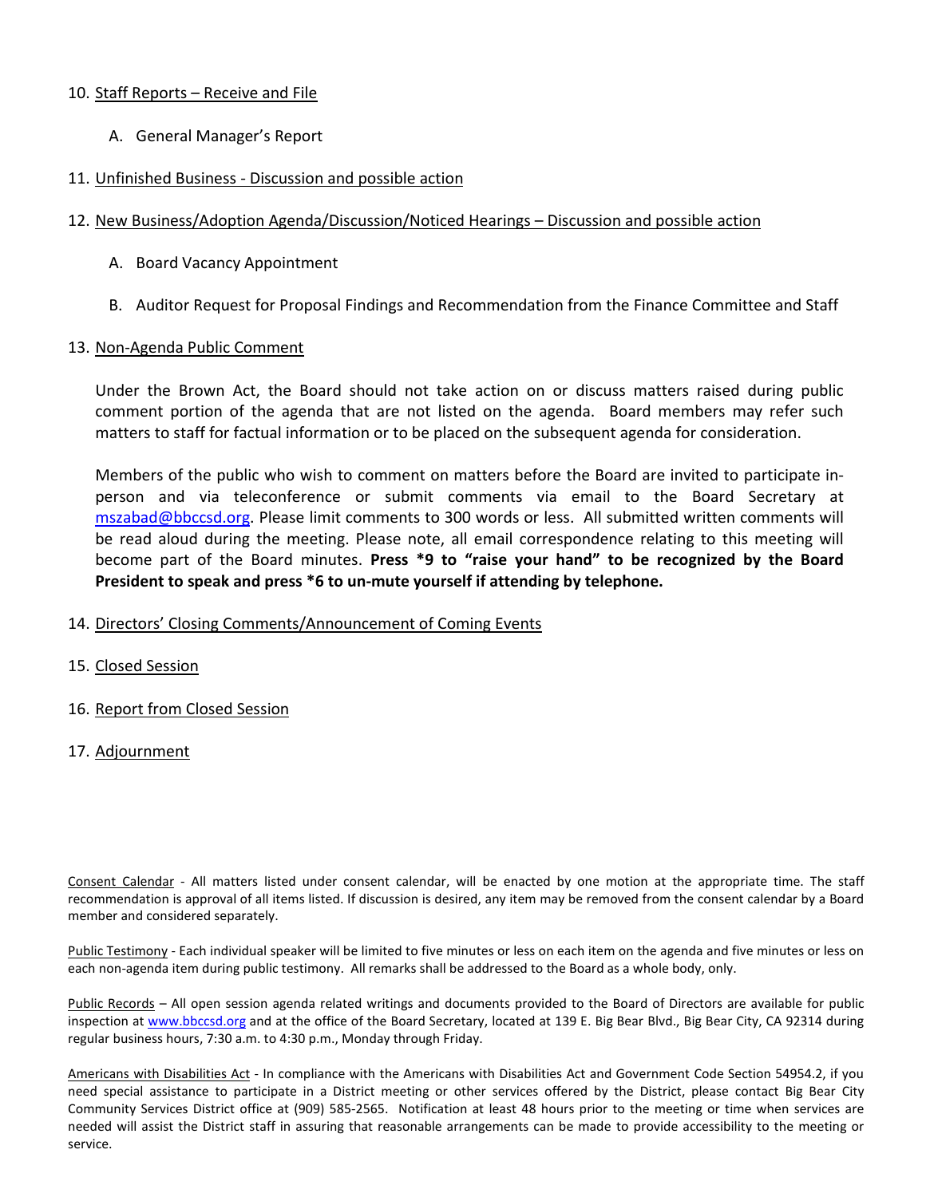10. Staff Reports – Receive and File

    A. General Manager's Report

11. Unfinished Business - Discussion and possible action

12. New Business/Adoption Agenda/Discussion/Noticed Hearings – Discussion and possible action

    A. Board Vacancy Appointment

    B. Auditor Request for Proposal Findings and Recommendation from the Finance Committee and Staff

13. Non-Agenda Public Comment

    Under the Brown Act, the Board should not take action on or discuss matters raised during public comment portion of the agenda that are not listed on the agenda. Board members may refer such matters to staff for factual information or to be placed on the subsequent agenda for consideration.

    Members of the public who wish to comment on matters before the Board are invited to participate in-person and via teleconference or submit comments via email to the Board Secretary at mszabad@bbccsd.org. Please limit comments to 300 words or less. All submitted written comments will be read aloud during the meeting. Please note, all email correspondence relating to this meeting will become part of the Board minutes. **Press *9 to "raise your hand" to be recognized by the Board President to speak and press *6 to un-mute yourself if attending by telephone.**

14. Directors' Closing Comments/Announcement of Coming Events

15. Closed Session

16. Report from Closed Session

17. Adjournment

Consent Calendar - All matters listed under consent calendar, will be enacted by one motion at the appropriate time. The staff recommendation is approval of all items listed. If discussion is desired, any item may be removed from the consent calendar by a Board member and considered separately.

Public Testimony - Each individual speaker will be limited to five minutes or less on each item on the agenda and five minutes or less on each non-agenda item during public testimony. All remarks shall be addressed to the Board as a whole body, only.

Public Records – All open session agenda related writings and documents provided to the Board of Directors are available for public inspection at www.bbccsd.org and at the office of the Board Secretary, located at 139 E. Big Bear Blvd., Big Bear City, CA 92314 during regular business hours, 7:30 a.m. to 4:30 p.m., Monday through Friday.

Americans with Disabilities Act - In compliance with the Americans with Disabilities Act and Government Code Section 54954.2, if you need special assistance to participate in a District meeting or other services offered by the District, please contact Big Bear City Community Services District office at (909) 585-2565. Notification at least 48 hours prior to the meeting or time when services are needed will assist the District staff in assuring that reasonable arrangements can be made to provide accessibility to the meeting or service.